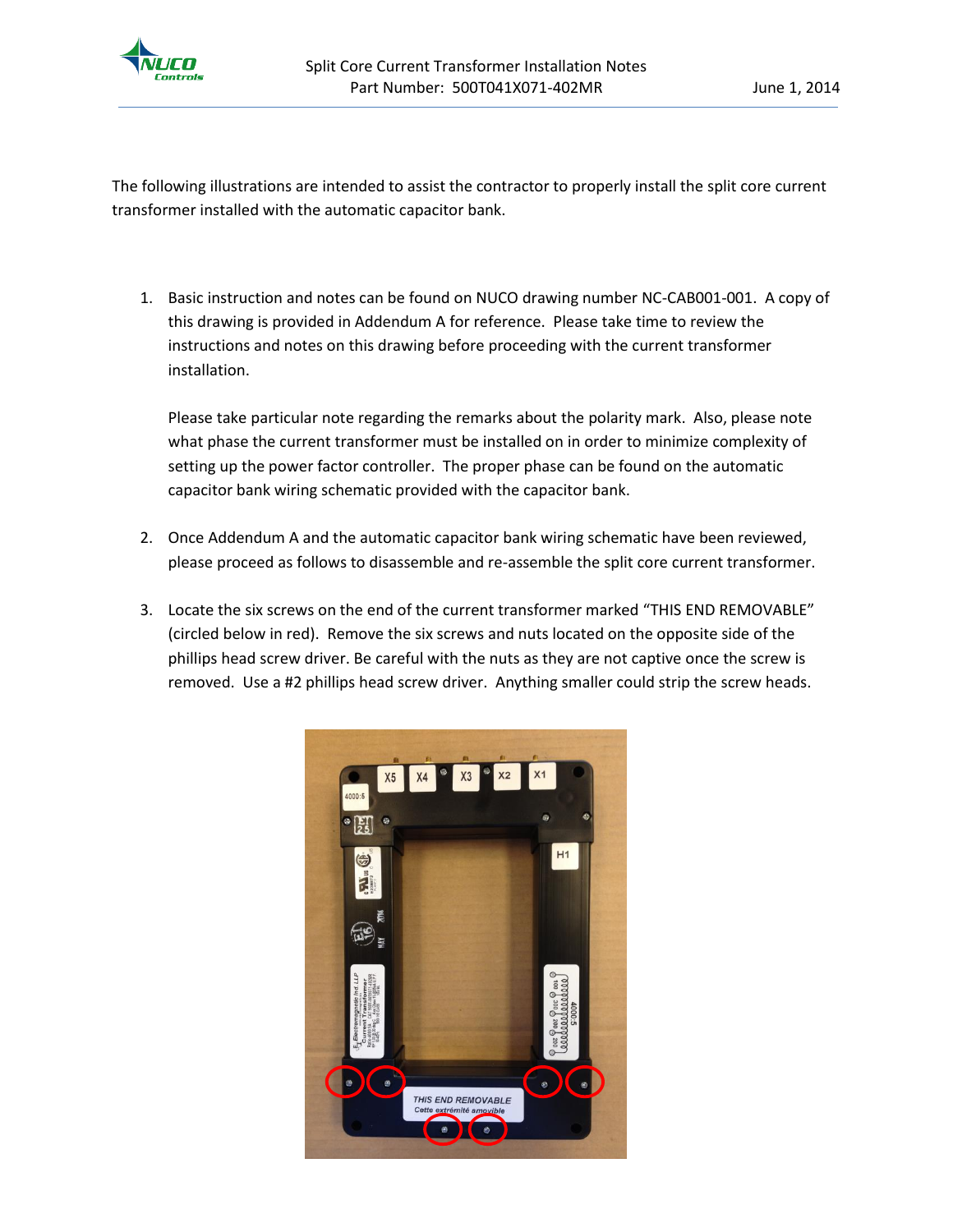# Split Core Current Transformer Installation Notes

Part Number: 500T041X071-402MR

June 1, 2014

The following illustrations are intended to assist the contractor to properly install the split core current transformer installed with the automatic capacitor bank.

1. Basic instruction and notes can be found on NUCO drawing number NC-CAB001-001. A copy of this drawing is provided in Addendum A for reference. Please take time to review the instructions and notes on this drawing before proceeding with the current transformer installation.

   Please take particular note regarding the remarks about the polarity mark. Also, please note what phase the current transformer must be installed on in order to minimize complexity of setting up the power factor controller. The proper phase can be found on the automatic capacitor bank wiring schematic provided with the capacitor bank.

2. Once Addendum A and the automatic capacitor bank wiring schematic have been reviewed, please proceed as follows to disassemble and re-assemble the split core current transformer.

3. Locate the six screws on the end of the current transformer marked "THIS END REMOVABLE" (circled below in red). Remove the six screws and nuts located on the opposite side of the phillips head screw driver. Be careful with the nuts as they are not captive once the screw is removed. Use a #2 phillips head screw driver. Anything smaller could strip the screw heads.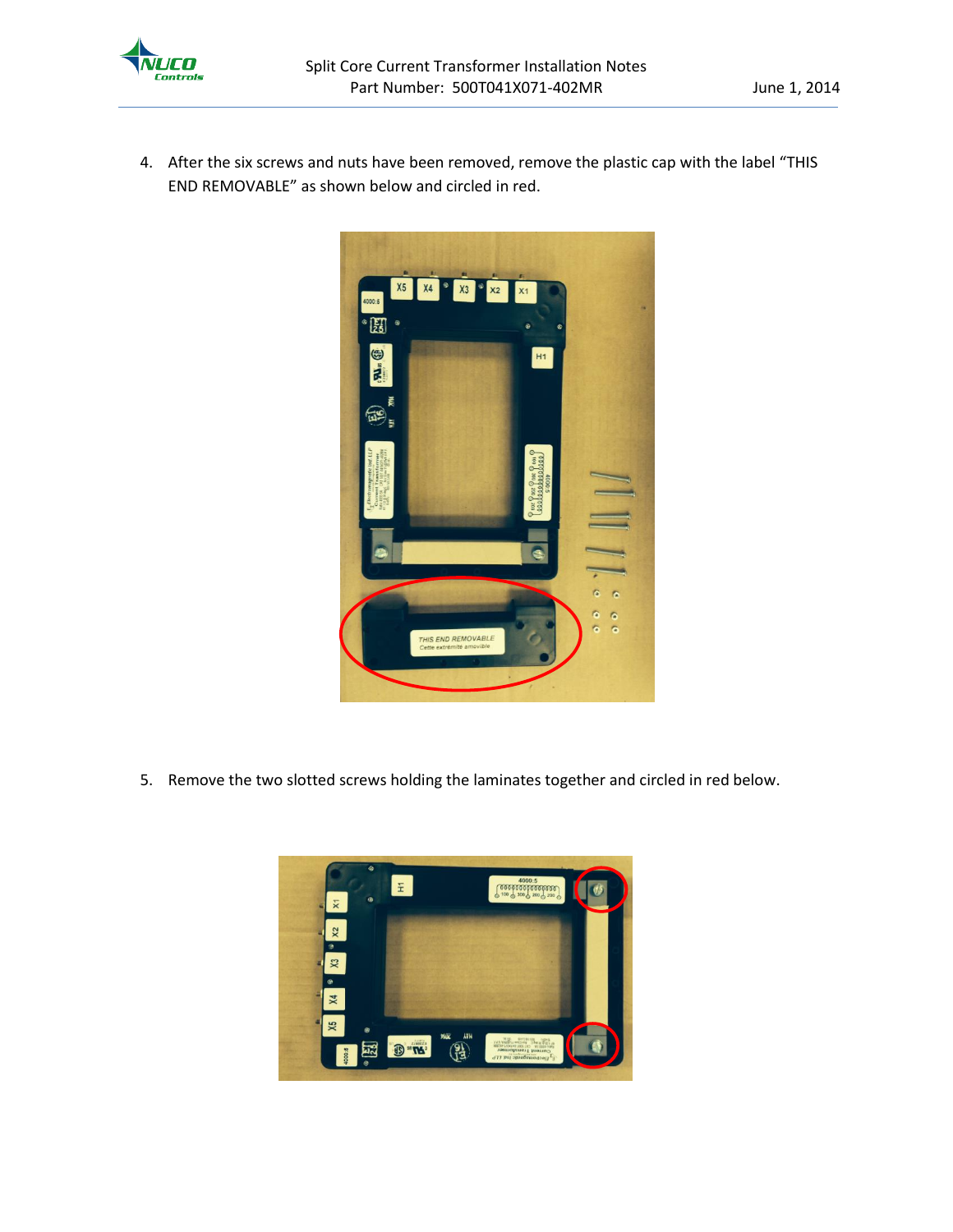4. After the six screws and nuts have been removed, remove the plastic cap with the label “THIS END REMOVABLE” as shown below and circled in red.

5. Remove the two slotted screws holding the laminates together and circled in red below.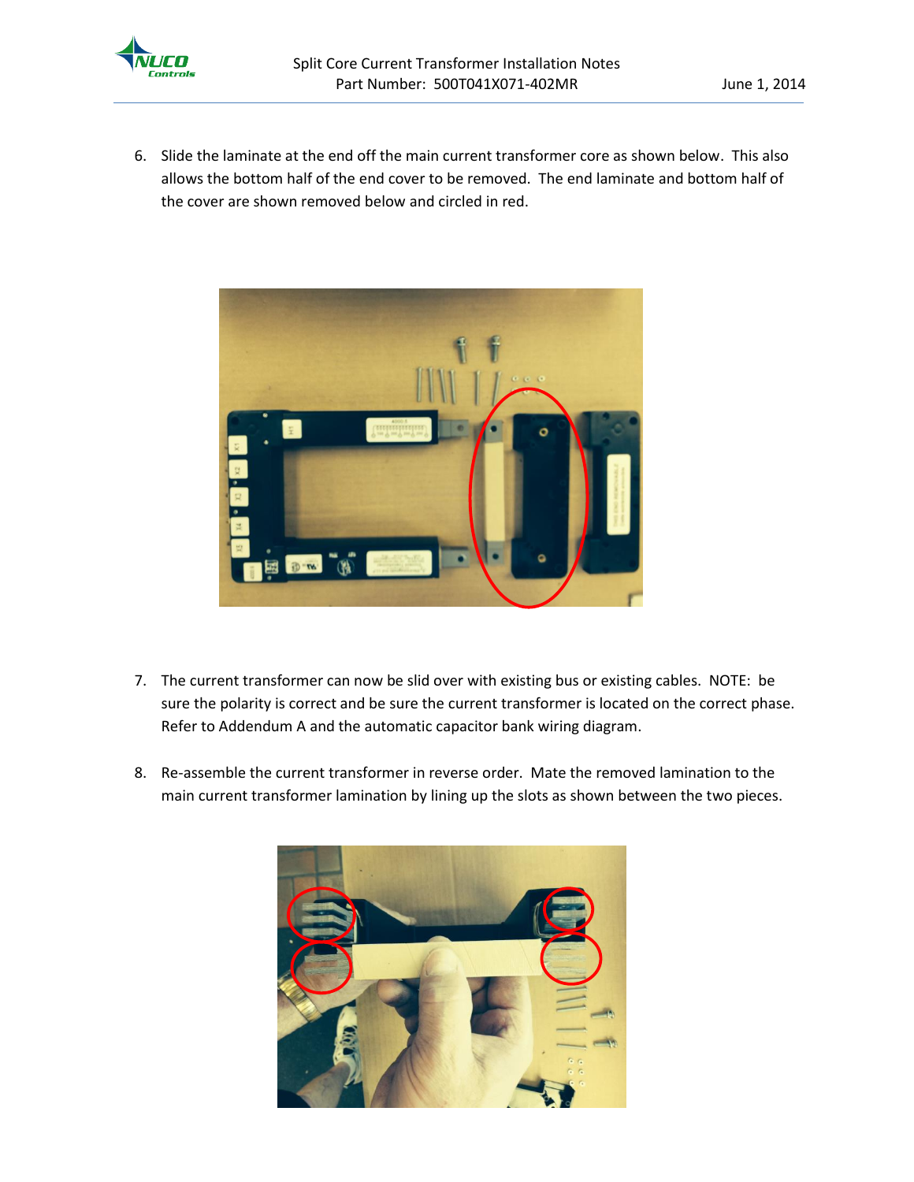6. Slide the laminate at the end off the main current transformer core as shown below. This also allows the bottom half of the end cover to be removed. The end laminate and bottom half of the cover are shown removed below and circled in red.

7. The current transformer can now be slid over with existing bus or existing cables. NOTE: be sure the polarity is correct and be sure the current transformer is located on the correct phase. Refer to Addendum A and the automatic capacitor bank wiring diagram.

8. Re-assemble the current transformer in reverse order. Mate the removed lamination to the main current transformer lamination by lining up the slots as shown between the two pieces.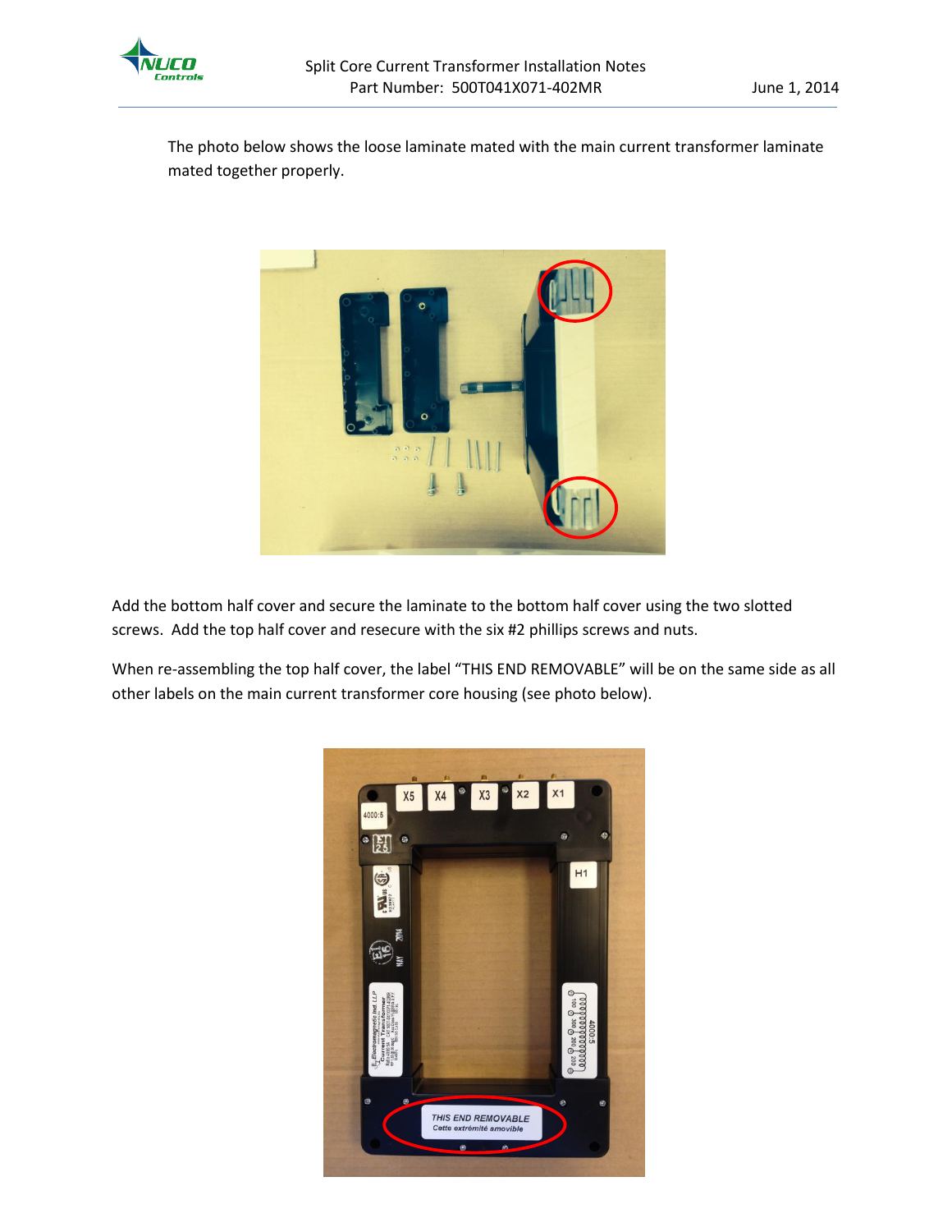The photo below shows the loose laminate mated with the main current transformer laminate mated together properly.

Add the bottom half cover and secure the laminate to the bottom half cover using the two slotted screws. Add the top half cover and resecure with the six #2 phillips screws and nuts.

When re-assembling the top half cover, the label “THIS END REMOVABLE” will be on the same side as all other labels on the main current transformer core housing (see photo below).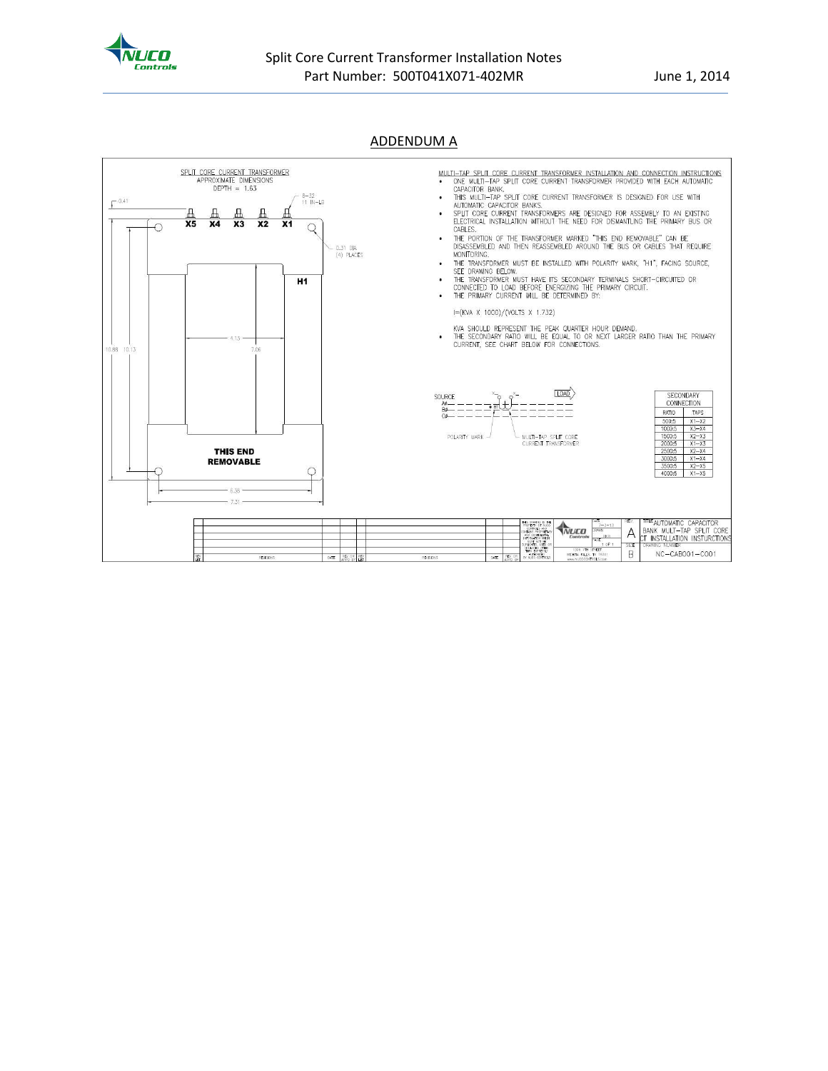## ADDENDUM A

SPLIT CORE CURRENT TRANSFORMER
APPROXIMATE DIMENSIONS
DEPTH = 1.63

0.41
8-32
11 IN-LB
X5 X4 X3 X2 X1
0.31 DIA
(4) PLACES
H1
10.88 10.13
4.13
7.06
THIS END REMOVABLE
6.38
7.31

MULTI-TAP SPLIT CORE CURRENT TRANSFORMER INSTALLATION AND CONNECTION INSTRUCTIONS

- ONE MULTI-TAP SPLIT CORE CURRENT TRANSFORMER PROVIDED WITH EACH AUTOMATIC CAPACITOR BANK.
- THIS MULTI-TAP SPLIT CORE CURRENT TRANSFORMER IS DESIGNED FOR USE WITH AUTOMATIC CAPACITOR BANKS.
- SPLIT CORE CURRENT TRANSFORMERS ARE DESIGNED FOR ASSEMBLY TO AN EXISTING ELECTRICAL INSTALLATION WITHOUT THE NEED FOR DISMANTLING THE PRIMARY BUS OR CABLES.
- THE PORTION OF THE TRANSFORMER MARKED "THIS END REMOVABLE" CAN BE DISASSEMBLED AND THEN REASSEMBLED AROUND THE BUS OR CABLES THAT REQUIRE MONITORING.
- THE TRANSFORMER MUST BE INSTALLED WITH POLARITY MARK, "H1", FACING SOURCE, SEE DRAWING BELOW.
- THE TRANSFORMER MUST HAVE ITS SECONDARY TERMINALS SHORT-CIRCUITED OR CONNECTED TO LOAD BEFORE ENERGIZING THE PRIMARY CIRCUIT.
- THE PRIMARY CURRENT WILL BE DETERMINED BY:

$$I=(KVA \times 1000)/(VOLTS \times 1.732)$$

KVA SHOULD REPRESENT THE PEAK QUARTER HOUR DEMAND.

- THE SECONDARY RATIO WILL BE EQUAL TO OR NEXT LARGER RATIO THAN THE PRIMARY CURRENT, SEE CHART BELOW FOR CONNECTIONS.

SOURCE
AØ
BØ
CØ
H1
LOAD
POLARITY MARK
MULTI-TAP SPLIT CORE CURRENT TRANSFORMER

| SECONDARY CONNECTION | |
|---|---|
| RATIO | TAPS |
| 500:5 | X1–X2 |
| 1000:5 | X3–X4 |
| 1500:5 | X2–X3 |
| 2000:5 | X1–X3 |
| 2500:5 | X2–X4 |
| 3000:5 | X1–X4 |
| 3500:5 | X2–X5 |
| 4000:5 | X1–X5 |

REV A
TITLE AUTOMATIC CAPACITOR BANK MULT-TAP SPLIT CORE CT INSTALLATION INSTURCTIONS
SIZE B
DRAWING NUMBER NC-CAB001-C001
1 OF 1
WICHITA FALLS, TX